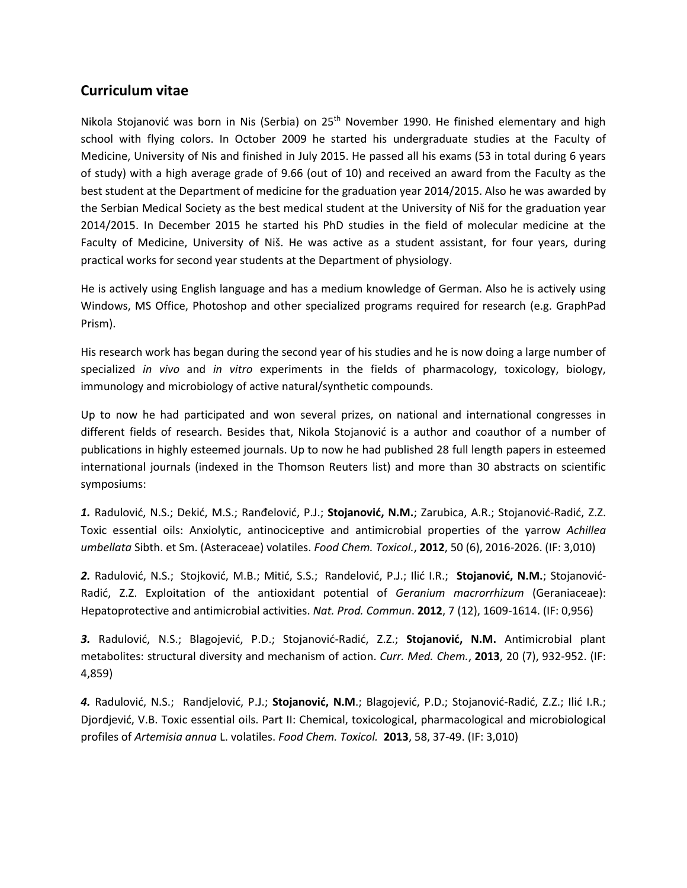## Curriculum vitae

Nikola Stojanović was born in Nis (Serbia) on 25th November 1990. He finished elementary and high school with flying colors. In October 2009 he started his undergraduate studies at the Faculty of Medicine, University of Nis and finished in July 2015. He passed all his exams (53 in total during 6 years of study) with a high average grade of 9.66 (out of 10) and received an award from the Faculty as the best student at the Department of medicine for the graduation year 2014/2015. Also he was awarded by the Serbian Medical Society as the best medical student at the University of Niš for the graduation year 2014/2015. In December 2015 he started his PhD studies in the field of molecular medicine at the Faculty of Medicine, University of Niš. He was active as a student assistant, for four years, during practical works for second year students at the Department of physiology.

He is actively using English language and has a medium knowledge of German. Also he is actively using Windows, MS Office, Photoshop and other specialized programs required for research (e.g. GraphPad Prism).

His research work has began during the second year of his studies and he is now doing a large number of specialized *in vivo* and *in vitro* experiments in the fields of pharmacology, toxicology, biology, immunology and microbiology of active natural/synthetic compounds.

Up to now he had participated and won several prizes, on national and international congresses in different fields of research. Besides that, Nikola Stojanović is a author and coauthor of a number of publications in highly esteemed journals. Up to now he had published 28 full length papers in esteemed international journals (indexed in the Thomson Reuters list) and more than 30 abstracts on scientific symposiums:

***1.*** Radulović, N.S.; Dekić, M.S.; Ranđelović, P.J.; **Stojanović, N.M.**; Zarubica, A.R.; Stojanović-Radić, Z.Z. Toxic essential oils: Anxiolytic, antinociceptive and antimicrobial properties of the yarrow *Achillea umbellata* Sibth. et Sm. (Asteraceae) volatiles. *Food Chem. Toxicol.*, **2012**, 50 (6), 2016-2026. (IF: 3,010)

***2.*** Radulović, N.S.; Stojković, M.B.; Mitić, S.S.; Randelović, P.J.; Ilić I.R.; **Stojanović, N.M.**; Stojanović-Radić, Z.Z. Exploitation of the antioxidant potential of *Geranium macrorrhizum* (Geraniaceae): Hepatoprotective and antimicrobial activities. *Nat. Prod. Commun*. **2012**, 7 (12), 1609-1614. (IF: 0,956)

***3.*** Radulović, N.S.; Blagojević, P.D.; Stojanović-Radić, Z.Z.; **Stojanović, N.M.** Antimicrobial plant metabolites: structural diversity and mechanism of action. *Curr. Med. Chem.*, **2013**, 20 (7), 932-952. (IF: 4,859)

***4.*** Radulović, N.S.; Randjelović, P.J.; **Stojanović, N.M**.; Blagojević, P.D.; Stojanović-Radić, Z.Z.; Ilić I.R.; Djordjević, V.B. Toxic essential oils. Part II: Chemical, toxicological, pharmacological and microbiological profiles of *Artemisia annua* L. volatiles. *Food Chem. Toxicol.* **2013**, 58, 37-49. (IF: 3,010)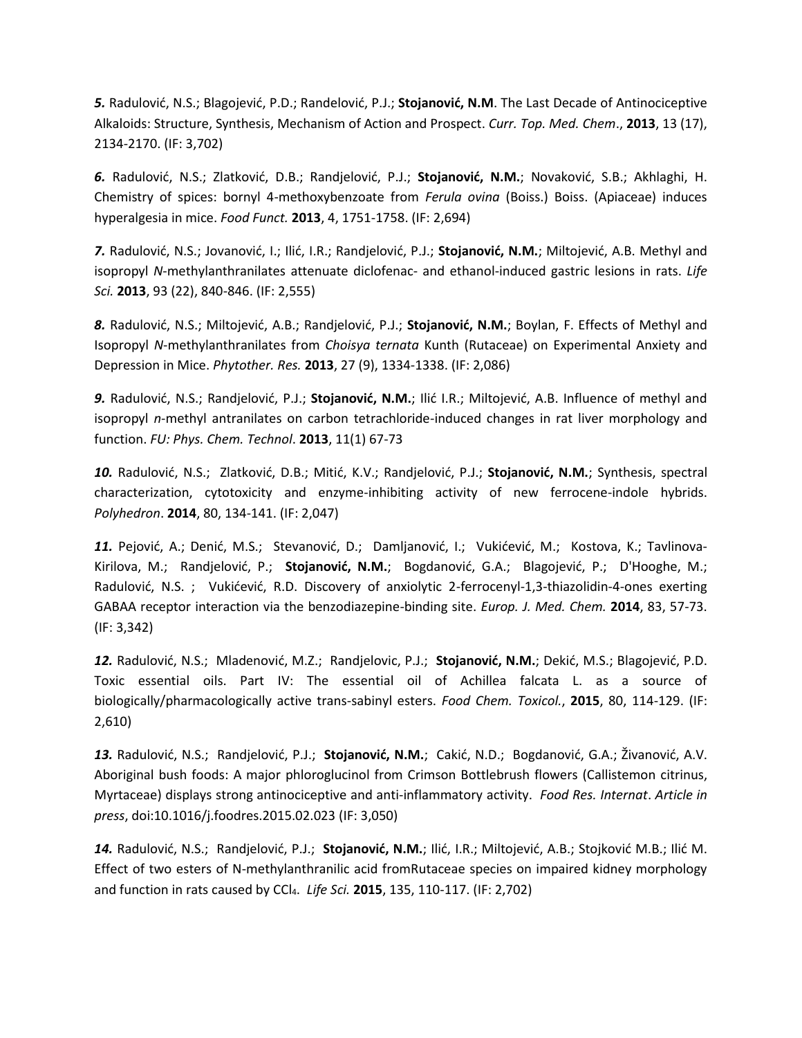***5.*** Radulović, N.S.; Blagojević, P.D.; Randelović, P.J.; **Stojanović, N.M**. The Last Decade of Antinociceptive Alkaloids: Structure, Synthesis, Mechanism of Action and Prospect. *Curr. Top. Med. Chem*., **2013**, 13 (17), 2134-2170. (IF: 3,702)

***6.*** Radulović, N.S.; Zlatković, D.B.; Randjelović, P.J.; **Stojanović, N.M.**; Novaković, S.B.; Akhlaghi, H. Chemistry of spices: bornyl 4-methoxybenzoate from *Ferula ovina* (Boiss.) Boiss. (Apiaceae) induces hyperalgesia in mice. *Food Funct.* **2013**, 4, 1751-1758. (IF: 2,694)

***7.*** Radulović, N.S.; Jovanović, I.; Ilić, I.R.; Randjelović, P.J.; **Stojanović, N.M.**; Miltojević, A.B. Methyl and isopropyl *N*-methylanthranilates attenuate diclofenac- and ethanol-induced gastric lesions in rats. *Life Sci.* **2013**, 93 (22), 840-846. (IF: 2,555)

***8.*** Radulović, N.S.; Miltojević, A.B.; Randjelović, P.J.; **Stojanović, N.M.**; Boylan, F. Effects of Methyl and Isopropyl *N*-methylanthranilates from *Choisya ternata* Kunth (Rutaceae) on Experimental Anxiety and Depression in Mice. *Phytother. Res.* **2013**, 27 (9), 1334-1338. (IF: 2,086)

***9.*** Radulović, N.S.; Randjelović, P.J.; **Stojanović, N.M.**; Ilić I.R.; Miltojević, A.B. Influence of methyl and isopropyl *n*-methyl antranilates on carbon tetrachloride-induced changes in rat liver morphology and function. *FU: Phys. Chem. Technol*. **2013**, 11(1) 67-73

***10.*** Radulović, N.S.; Zlatković, D.B.; Mitić, K.V.; Randjelović, P.J.; **Stojanović, N.M.**; Synthesis, spectral characterization, cytotoxicity and enzyme-inhibiting activity of new ferrocene-indole hybrids. *Polyhedron*. **2014**, 80, 134-141. (IF: 2,047)

***11.*** Pejović, A.; Denić, M.S.; Stevanović, D.; Damljanović, I.; Vukićević, M.; Kostova, K.; Tavlinova-Kirilova, M.; Randjelović, P.; **Stojanović, N.M.**; Bogdanović, G.A.; Blagojević, P.; D'Hooghe, M.; Radulović, N.S. ; Vukićević, R.D. Discovery of anxiolytic 2-ferrocenyl-1,3-thiazolidin-4-ones exerting GABAA receptor interaction via the benzodiazepine-binding site. *Europ. J. Med. Chem.* **2014**, 83, 57-73. (IF: 3,342)

***12.*** Radulović, N.S.; Mladenović, M.Z.; Randjelovic, P.J.; **Stojanović, N.M.**; Dekić, M.S.; Blagojević, P.D. Toxic essential oils. Part IV: The essential oil of Achillea falcata L. as a source of biologically/pharmacologically active trans-sabinyl esters. *Food Chem. Toxicol.*, **2015**, 80, 114-129. (IF: 2,610)

***13.*** Radulović, N.S.; Randjelović, P.J.; **Stojanović, N.M.**; Cakić, N.D.; Bogdanović, G.A.; Živanović, A.V. Aboriginal bush foods: A major phloroglucinol from Crimson Bottlebrush flowers (Callistemon citrinus, Myrtaceae) displays strong antinociceptive and anti-inflammatory activity. *Food Res. Internat*. *Article in press*, doi:10.1016/j.foodres.2015.02.023 (IF: 3,050)

***14.*** Radulović, N.S.; Randjelović, P.J.; **Stojanović, N.M.**; Ilić, I.R.; Miltojević, A.B.; Stojković M.B.; Ilić M. Effect of two esters of N-methylanthranilic acid fromRutaceae species on impaired kidney morphology and function in rats caused by $CCl_4$. *Life Sci.* **2015**, 135, 110-117. (IF: 2,702)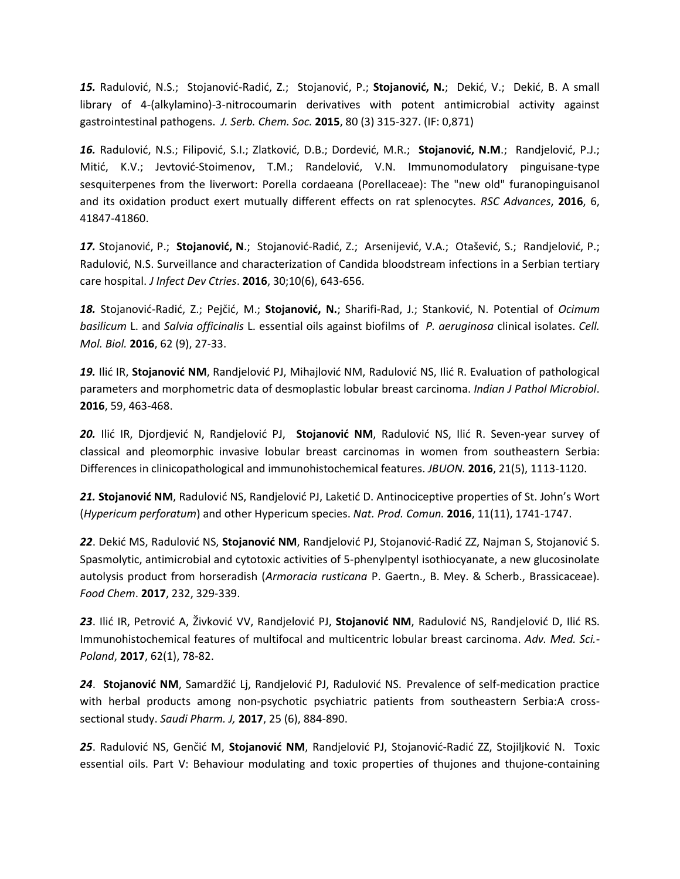***15.*** Radulović, N.S.; Stojanović-Radić, Z.; Stojanović, P.; **Stojanović, N.**; Dekić, V.; Dekić, B. A small library of 4-(alkylamino)-3-nitrocoumarin derivatives with potent antimicrobial activity against gastrointestinal pathogens. *J. Serb. Chem. Soc.* **2015**, 80 (3) 315-327. (IF: 0,871)

***16.*** Radulović, N.S.; Filipović, S.I.; Zlatković, D.B.; Dordević, M.R.; **Stojanović, N.M**.; Randjelović, P.J.; Mitić, K.V.; Jevtović-Stoimenov, T.M.; Randelović, V.N. Immunomodulatory pinguisane-type sesquiterpenes from the liverwort: Porella cordaeana (Porellaceae): The "new old" furanopinguisanol and its oxidation product exert mutually different effects on rat splenocytes. *RSC Advances*, **2016**, 6, 41847-41860.

***17.*** Stojanović, P.; **Stojanović, N**.; Stojanović-Radić, Z.; Arsenijević, V.A.; Otašević, S.; Randjelović, P.; Radulović, N.S. Surveillance and characterization of Candida bloodstream infections in a Serbian tertiary care hospital. *J Infect Dev Ctries*. **2016**, 30;10(6), 643-656.

***18.*** Stojanović-Radić, Z.; Pejčić, M.; **Stojanović, N.**; Sharifi-Rad, J.; Stanković, N. Potential of *Ocimum basilicum* L. and *Salvia officinalis* L. essential oils against biofilms of *P. aeruginosa* clinical isolates. *Cell. Mol. Biol.* **2016**, 62 (9), 27-33.

***19.*** Ilić IR, **Stojanović NM**, Randjelović PJ, Mihajlović NM, Radulović NS, Ilić R. Evaluation of pathological parameters and morphometric data of desmoplastic lobular breast carcinoma. *Indian J Pathol Microbiol*. **2016**, 59, 463-468.

***20.*** Ilić IR, Djordjević N, Randjelović PJ, **Stojanović NM**, Radulović NS, Ilić R. Seven-year survey of classical and pleomorphic invasive lobular breast carcinomas in women from southeastern Serbia: Differences in clinicopathological and immunohistochemical features. *JBUON.* **2016**, 21(5), 1113-1120.

***21.*** **Stojanović NM**, Radulović NS, Randjelović PJ, Laketić D. Antinociceptive properties of St. John's Wort (*Hypericum perforatum*) and other Hypericum species. *Nat. Prod. Comun.* **2016**, 11(11), 1741-1747.

***22***. Dekić MS, Radulović NS, **Stojanović NM**, Randjelović PJ, Stojanović-Radić ZZ, Najman S, Stojanović S. Spasmolytic, antimicrobial and cytotoxic activities of 5-phenylpentyl isothiocyanate, a new glucosinolate autolysis product from horseradish (*Armoracia rusticana* P. Gaertn., B. Mey. & Scherb., Brassicaceae). *Food Chem*. **2017**, 232, 329-339.

***23***. Ilić IR, Petrović A, Živković VV, Randjelović PJ, **Stojanović NM**, Radulović NS, Randjelović D, Ilić RS. Immunohistochemical features of multifocal and multicentric lobular breast carcinoma. *Adv. Med. Sci.-Poland*, **2017**, 62(1), 78-82.

***24***. **Stojanović NM**, Samardžić Lj, Randjelović PJ, Radulović NS. Prevalence of self-medication practice with herbal products among non-psychotic psychiatric patients from southeastern Serbia:A cross-sectional study. *Saudi Pharm. J,* **2017**, 25 (6), 884-890.

***25***. Radulović NS, Genčić M, **Stojanović NM**, Randjelović PJ, Stojanović-Radić ZZ, Stojiljković N. Toxic essential oils. Part V: Behaviour modulating and toxic properties of thujones and thujone-containing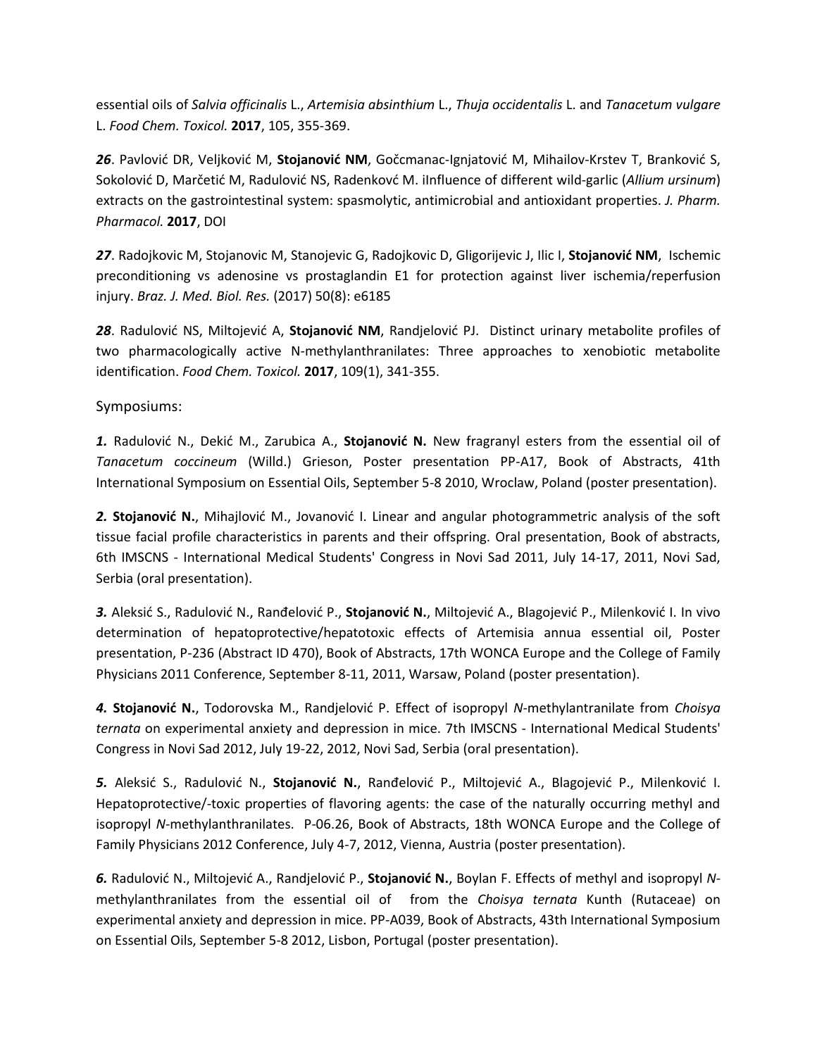essential oils of *Salvia officinalis* L., *Artemisia absinthium* L., *Thuja occidentalis* L. and *Tanacetum vulgare* L. *Food Chem. Toxicol.* **2017**, 105, 355-369.

***26***. Pavlović DR, Veljković M, **Stojanović NM**, Gočcmanac-Ignjatović M, Mihailov-Krstev T, Branković S, Sokolović D, Marčetić M, Radulović NS, Radenkovć M. iInfluence of different wild-garlic (*Allium ursinum*) extracts on the gastrointestinal system: spasmolytic, antimicrobial and antioxidant properties. *J. Pharm. Pharmacol.* **2017**, DOI

***27***. Radojkovic M, Stojanovic M, Stanojevic G, Radojkovic D, Gligorijevic J, Ilic I, **Stojanović NM**, Ischemic preconditioning vs adenosine vs prostaglandin E1 for protection against liver ischemia/reperfusion injury. *Braz. J. Med. Biol. Res.* (2017) 50(8): e6185

***28***. Radulović NS, Miltojević A, **Stojanović NM**, Randjelović PJ. Distinct urinary metabolite profiles of two pharmacologically active N-methylanthranilates: Three approaches to xenobiotic metabolite identification. *Food Chem. Toxicol.* **2017**, 109(1), 341-355.

## Symposiums:

***1.*** Radulović N., Dekić M., Zarubica A., **Stojanović N.** New fragranyl esters from the essential oil of *Tanacetum coccineum* (Willd.) Grieson, Poster presentation PP-A17, Book of Abstracts, 41th International Symposium on Essential Oils, September 5-8 2010, Wroclaw, Poland (poster presentation).

***2.*** **Stojanović N.**, Mihajlović M., Jovanović I. Linear and angular photogrammetric analysis of the soft tissue facial profile characteristics in parents and their offspring. Oral presentation, Book of abstracts, 6th IMSCNS - International Medical Students' Congress in Novi Sad 2011, July 14-17, 2011, Novi Sad, Serbia (oral presentation).

***3.*** Aleksić S., Radulović N., Ranđelović P., **Stojanović N.**, Miltojević A., Blagojević P., Milenković I. In vivo determination of hepatoprotective/hepatotoxic effects of Artemisia annua essential oil, Poster presentation, P-236 (Abstract ID 470), Book of Abstracts, 17th WONCA Europe and the College of Family Physicians 2011 Conference, September 8-11, 2011, Warsaw, Poland (poster presentation).

***4.*** **Stojanović N.**, Todorovska M., Randjelović P. Effect of isopropyl *N*-methylantranilate from *Choisya ternata* on experimental anxiety and depression in mice. 7th IMSCNS - International Medical Students' Congress in Novi Sad 2012, July 19-22, 2012, Novi Sad, Serbia (oral presentation).

***5.*** Aleksić S., Radulović N., **Stojanović N.**, Ranđelović P., Miltojević A., Blagojević P., Milenković I. Hepatoprotective/-toxic properties of flavoring agents: the case of the naturally occurring methyl and isopropyl *N*-methylanthranilates. P-06.26, Book of Abstracts, 18th WONCA Europe and the College of Family Physicians 2012 Conference, July 4-7, 2012, Vienna, Austria (poster presentation).

***6.*** Radulović N., Miltojević A., Randjelović P., **Stojanović N.**, Boylan F. Effects of methyl and isopropyl *N*-methylanthranilates from the essential oil of from the *Choisya ternata* Kunth (Rutaceae) on experimental anxiety and depression in mice. PP-A039, Book of Abstracts, 43th International Symposium on Essential Oils, September 5-8 2012, Lisbon, Portugal (poster presentation).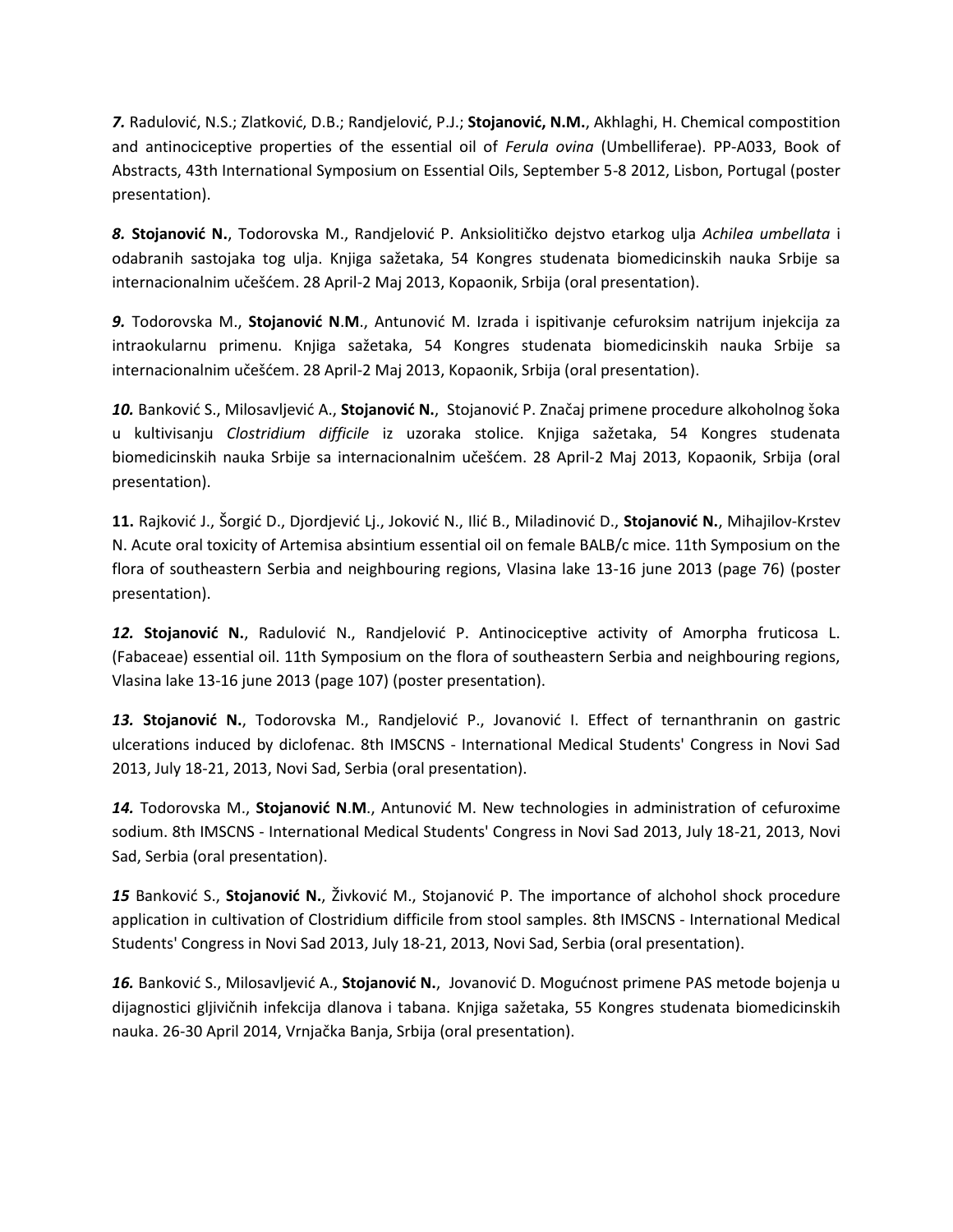***7.*** Radulović, N.S.; Zlatković, D.B.; Randjelović, P.J.; **Stojanović, N.M.**, Akhlaghi, H. Chemical compostition and antinociceptive properties of the essential oil of *Ferula ovina* (Umbelliferae). PP-A033, Book of Abstracts, 43th International Symposium on Essential Oils, September 5-8 2012, Lisbon, Portugal (poster presentation).

***8.*** **Stojanović N.**, Todorovska M., Randjelović P. Anksiolitičko dejstvo etarkog ulja *Achilea umbellata* i odabranih sastojaka tog ulja. Knjiga sažetaka, 54 Kongres studenata biomedicinskih nauka Srbije sa internacionalnim učešćem. 28 April-2 Maj 2013, Kopaonik, Srbija (oral presentation).

***9.*** Todorovska M., **Stojanović N**.**M**., Antunović M. Izrada i ispitivanje cefuroksim natrijum injekcija za intraokularnu primenu. Knjiga sažetaka, 54 Kongres studenata biomedicinskih nauka Srbije sa internacionalnim učešćem. 28 April-2 Maj 2013, Kopaonik, Srbija (oral presentation).

***10.*** Banković S., Milosavljević A., **Stojanović N.**, Stojanović P. Značaj primene procedure alkoholnog šoka u kultivisanju *Clostridium difficile* iz uzoraka stolice. Knjiga sažetaka, 54 Kongres studenata biomedicinskih nauka Srbije sa internacionalnim učešćem. 28 April-2 Maj 2013, Kopaonik, Srbija (oral presentation).

**11.** Rajković J., Šorgić D., Djordjević Lj., Joković N., Ilić B., Miladinović D., **Stojanović N.**, Mihajilov-Krstev N. Acute oral toxicity of Artemisa absintium essential oil on female BALB/c mice. 11th Symposium on the flora of southeastern Serbia and neighbouring regions, Vlasina lake 13-16 june 2013 (page 76) (poster presentation).

***12.*** **Stojanović N.**, Radulović N., Randjelović P. Antinociceptive activity of Amorpha fruticosa L. (Fabaceae) essential oil. 11th Symposium on the flora of southeastern Serbia and neighbouring regions, Vlasina lake 13-16 june 2013 (page 107) (poster presentation).

***13.*** **Stojanović N.**, Todorovska M., Randjelović P., Jovanović I. Effect of ternanthranin on gastric ulcerations induced by diclofenac. 8th IMSCNS - International Medical Students' Congress in Novi Sad 2013, July 18-21, 2013, Novi Sad, Serbia (oral presentation).

***14.*** Todorovska M., **Stojanović N**.**M**., Antunović M. New technologies in administration of cefuroxime sodium. 8th IMSCNS - International Medical Students' Congress in Novi Sad 2013, July 18-21, 2013, Novi Sad, Serbia (oral presentation).

***15*** Banković S., **Stojanović N.**, Živković M., Stojanović P. The importance of alchohol shock procedure application in cultivation of Clostridium difficile from stool samples. 8th IMSCNS - International Medical Students' Congress in Novi Sad 2013, July 18-21, 2013, Novi Sad, Serbia (oral presentation).

***16.*** Banković S., Milosavljević A., **Stojanović N.**, Jovanović D. Mogućnost primene PAS metode bojenja u dijagnostici gljivičnih infekcija dlanova i tabana. Knjiga sažetaka, 55 Kongres studenata biomedicinskih nauka. 26-30 April 2014, Vrnjačka Banja, Srbija (oral presentation).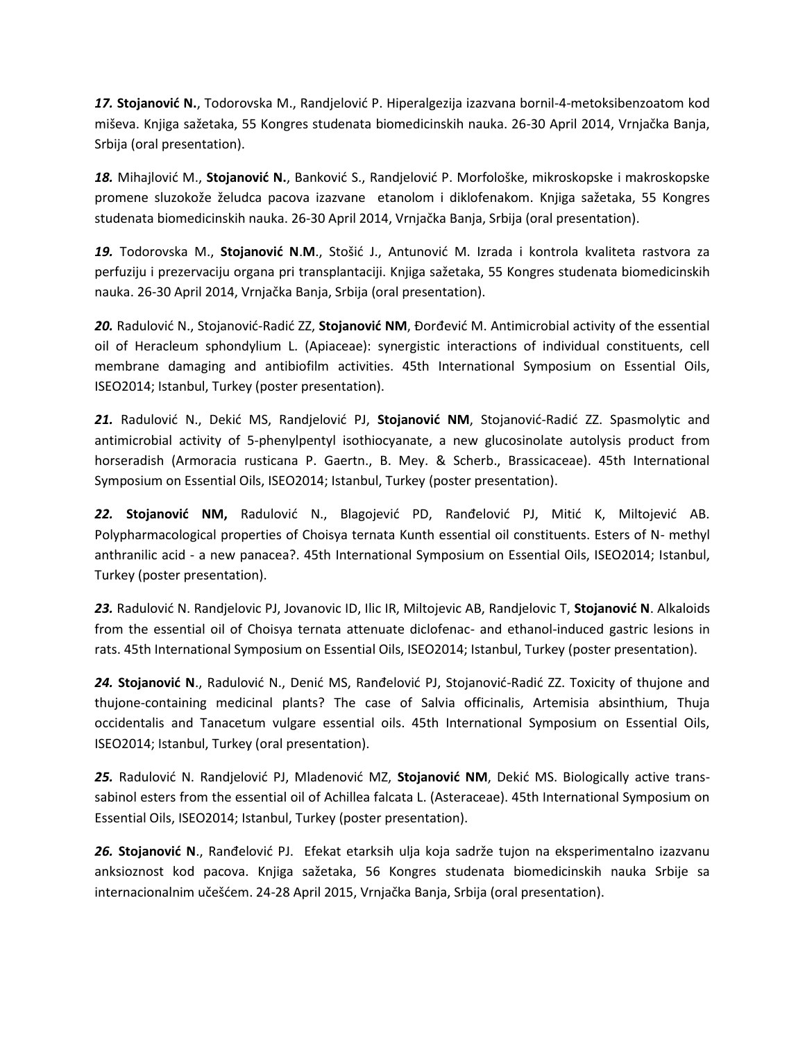***17.*** **Stojanović N.**, Todorovska M., Randjelović P. Hiperalgezija izazvana bornil-4-metoksibenzoatom kod miševa. Knjiga sažetaka, 55 Kongres studenata biomedicinskih nauka. 26-30 April 2014, Vrnjačka Banja, Srbija (oral presentation).

***18.*** Mihajlović M., **Stojanović N.**, Banković S., Randjelović P. Morfološke, mikroskopske i makroskopske promene sluzokože želudca pacova izazvane etanolom i diklofenakom. Knjiga sažetaka, 55 Kongres studenata biomedicinskih nauka. 26-30 April 2014, Vrnjačka Banja, Srbija (oral presentation).

***19.*** Todorovska M., **Stojanović N.M.**, Stošić J., Antunović M. Izrada i kontrola kvaliteta rastvora za perfuziju i prezervaciju organa pri transplantaciji. Knjiga sažetaka, 55 Kongres studenata biomedicinskih nauka. 26-30 April 2014, Vrnjačka Banja, Srbija (oral presentation).

***20.*** Radulović N., Stojanović-Radić ZZ, **Stojanović NM**, Đorđević M. Antimicrobial activity of the essential oil of Heracleum sphondylium L. (Apiaceae): synergistic interactions of individual constituents, cell membrane damaging and antibiofilm activities. 45th International Symposium on Essential Oils, ISEO2014; Istanbul, Turkey (poster presentation).

***21.*** Radulović N., Dekić MS, Randjelović PJ, **Stojanović NM**, Stojanović-Radić ZZ. Spasmolytic and antimicrobial activity of 5-phenylpentyl isothiocyanate, a new glucosinolate autolysis product from horseradish (Armoracia rusticana P. Gaertn., B. Mey. & Scherb., Brassicaceae). 45th International Symposium on Essential Oils, ISEO2014; Istanbul, Turkey (poster presentation).

***22.*** **Stojanović NM,** Radulović N., Blagojević PD, Ranđelović PJ, Mitić K, Miltojević AB. Polypharmacological properties of Choisya ternata Kunth essential oil constituents. Esters of N- methyl anthranilic acid - a new panacea?. 45th International Symposium on Essential Oils, ISEO2014; Istanbul, Turkey (poster presentation).

***23.*** Radulović N. Randjelovic PJ, Jovanovic ID, Ilic IR, Miltojevic AB, Randjelovic T, **Stojanović N**. Alkaloids from the essential oil of Choisya ternata attenuate diclofenac- and ethanol-induced gastric lesions in rats. 45th International Symposium on Essential Oils, ISEO2014; Istanbul, Turkey (poster presentation).

***24.*** **Stojanović N**., Radulović N., Denić MS, Ranđelović PJ, Stojanović-Radić ZZ. Toxicity of thujone and thujone-containing medicinal plants? The case of Salvia officinalis, Artemisia absinthium, Thuja occidentalis and Tanacetum vulgare essential oils. 45th International Symposium on Essential Oils, ISEO2014; Istanbul, Turkey (oral presentation).

***25.*** Radulović N. Randjelović PJ, Mladenović MZ, **Stojanović NM**, Dekić MS. Biologically active trans-sabinol esters from the essential oil of Achillea falcata L. (Asteraceae). 45th International Symposium on Essential Oils, ISEO2014; Istanbul, Turkey (poster presentation).

***26.*** **Stojanović N**., Ranđelović PJ. Efekat etarksih ulja koja sadrže tujon na eksperimentalno izazvanu anksioznost kod pacova. Knjiga sažetaka, 56 Kongres studenata biomedicinskih nauka Srbije sa internacionalnim učešćem. 24-28 April 2015, Vrnjačka Banja, Srbija (oral presentation).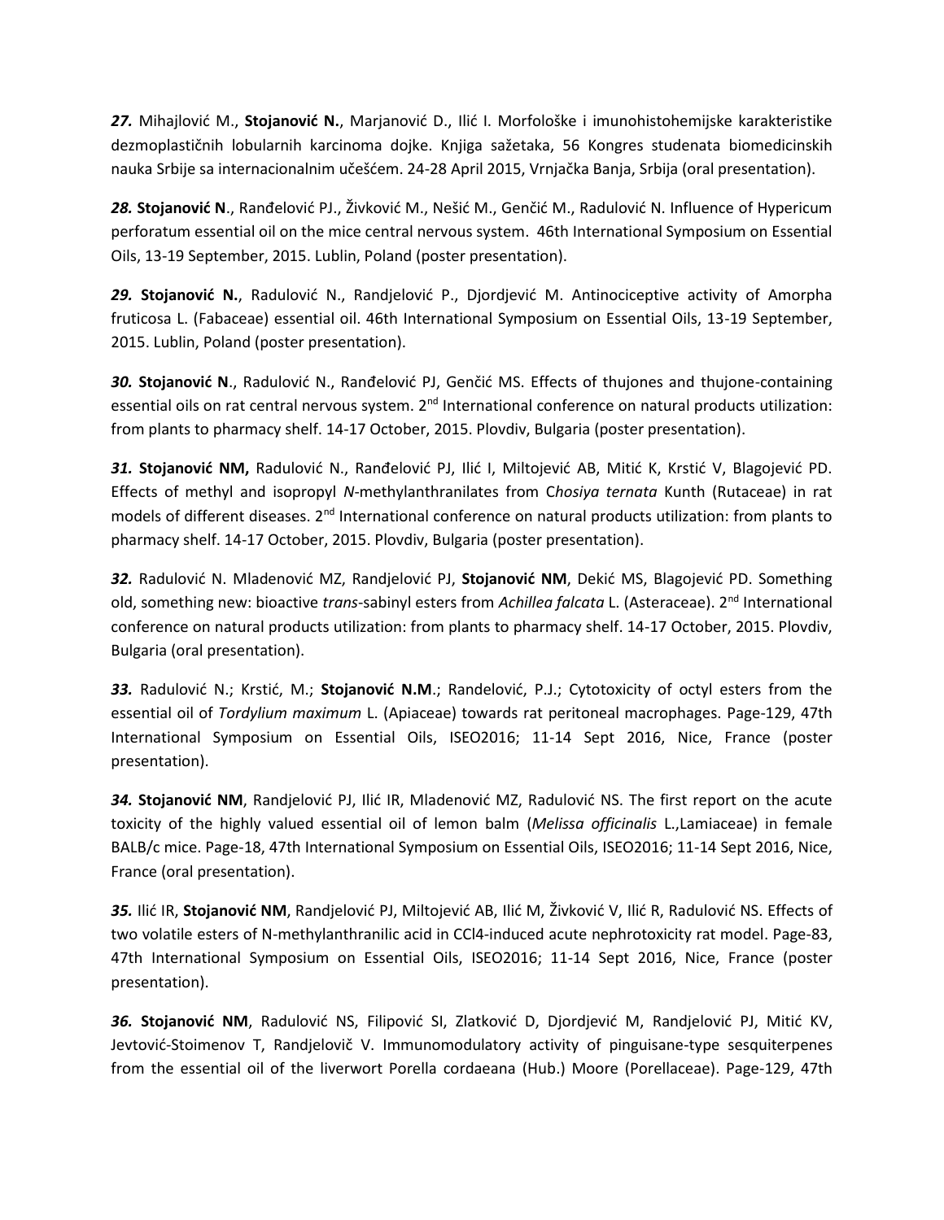***27.*** Mihajlović M., **Stojanović N.**, Marjanović D., Ilić I. Morfološke i imunohistohemijske karakteristike dezmoplastičnih lobularnih karcinoma dojke. Knjiga sažetaka, 56 Kongres studenata biomedicinskih nauka Srbije sa internacionalnim učešćem. 24-28 April 2015, Vrnjačka Banja, Srbija (oral presentation).

***28.*** **Stojanović N**., Ranđelović PJ., Živković M., Nešić M., Genčić M., Radulović N. Influence of Hypericum perforatum essential oil on the mice central nervous system. 46th International Symposium on Essential Oils, 13-19 September, 2015. Lublin, Poland (poster presentation).

***29.*** **Stojanović N.**, Radulović N., Randjelović P., Djordjević M. Antinociceptive activity of Amorpha fruticosa L. (Fabaceae) essential oil. 46th International Symposium on Essential Oils, 13-19 September, 2015. Lublin, Poland (poster presentation).

***30.*** **Stojanović N**., Radulović N., Ranđelović PJ, Genčić MS. Effects of thujones and thujone-containing essential oils on rat central nervous system. 2nd International conference on natural products utilization: from plants to pharmacy shelf. 14-17 October, 2015. Plovdiv, Bulgaria (poster presentation).

***31.*** **Stojanović NM,** Radulović N., Ranđelović PJ, Ilić I, Miltojević AB, Mitić K, Krstić V, Blagojević PD. Effects of methyl and isopropyl *N*-methylanthranilates from C*hosiya ternata* Kunth (Rutaceae) in rat models of different diseases. 2nd International conference on natural products utilization: from plants to pharmacy shelf. 14-17 October, 2015. Plovdiv, Bulgaria (poster presentation).

***32.*** Radulović N. Mladenović MZ, Randjelović PJ, **Stojanović NM**, Dekić MS, Blagojević PD. Something old, something new: bioactive *trans*-sabinyl esters from *Achillea falcata* L. (Asteraceae). 2nd International conference on natural products utilization: from plants to pharmacy shelf. 14-17 October, 2015. Plovdiv, Bulgaria (oral presentation).

***33.*** Radulović N.; Krstić, M.; **Stojanović N.M**.; Randelović, P.J.; Cytotoxicity of octyl esters from the essential oil of *Tordylium maximum* L. (Apiaceae) towards rat peritoneal macrophages. Page-129, 47th International Symposium on Essential Oils, ISEO2016; 11-14 Sept 2016, Nice, France (poster presentation).

***34.*** **Stojanović NM**, Randjelović PJ, Ilić IR, Mladenović MZ, Radulović NS. The first report on the acute toxicity of the highly valued essential oil of lemon balm (*Melissa officinalis* L.,Lamiaceae) in female BALB/c mice. Page-18, 47th International Symposium on Essential Oils, ISEO2016; 11-14 Sept 2016, Nice, France (oral presentation).

***35.*** Ilić IR, **Stojanović NM**, Randjelović PJ, Miltojević AB, Ilić M, Živković V, Ilić R, Radulović NS. Effects of two volatile esters of N-methylanthranilic acid in $CCl_4$-induced acute nephrotoxicity rat model. Page-83, 47th International Symposium on Essential Oils, ISEO2016; 11-14 Sept 2016, Nice, France (poster presentation).

***36.*** **Stojanović NM**, Radulović NS, Filipović SI, Zlatković D, Djordjević M, Randjelović PJ, Mitić KV, Jevtović-Stoimenov T, Randjelovič V. Immunomodulatory activity of pinguisane-type sesquiterpenes from the essential oil of the liverwort Porella cordaeana (Hub.) Moore (Porellaceae). Page-129, 47th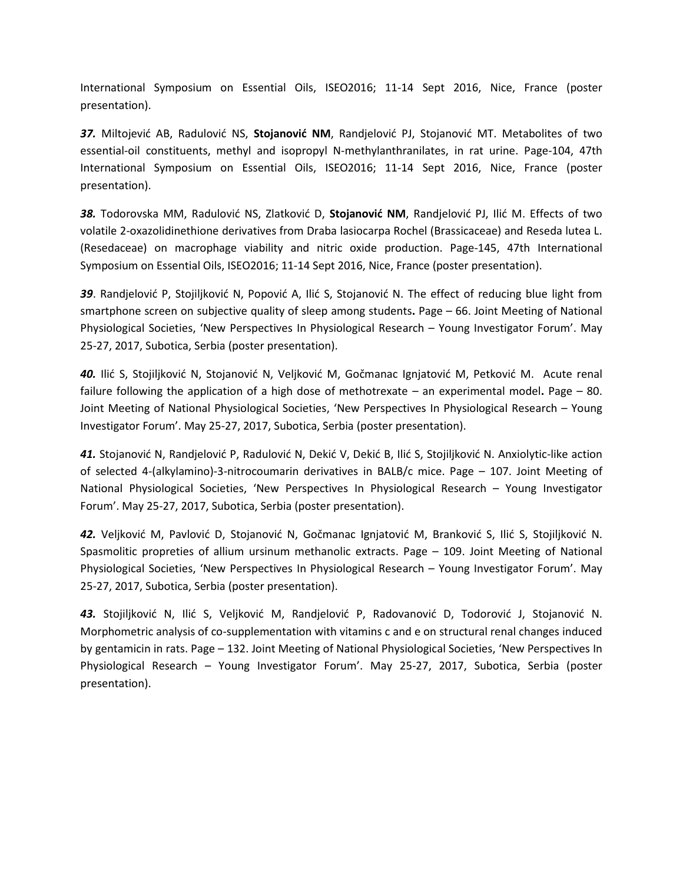International Symposium on Essential Oils, ISEO2016; 11-14 Sept 2016, Nice, France (poster presentation).

***37.*** Miltojević AB, Radulović NS, **Stojanović NM**, Randjelović PJ, Stojanović MT. Metabolites of two essential-oil constituents, methyl and isopropyl N-methylanthranilates, in rat urine. Page-104, 47th International Symposium on Essential Oils, ISEO2016; 11-14 Sept 2016, Nice, France (poster presentation).

***38.*** Todorovska MM, Radulović NS, Zlatković D, **Stojanović NM**, Randjelović PJ, Ilić M. Effects of two volatile 2-oxazolidinethione derivatives from Draba lasiocarpa Rochel (Brassicaceae) and Reseda lutea L. (Resedaceae) on macrophage viability and nitric oxide production. Page-145, 47th International Symposium on Essential Oils, ISEO2016; 11-14 Sept 2016, Nice, France (poster presentation).

***39***. Randjelović P, Stojiljković N, Popović A, Ilić S, Stojanović N. The effect of reducing blue light from smartphone screen on subjective quality of sleep among students**.** Page – 66. Joint Meeting of National Physiological Societies, 'New Perspectives In Physiological Research – Young Investigator Forum'. May 25-27, 2017, Subotica, Serbia (poster presentation).

***40.*** Ilić S, Stojiljković N, Stojanović N, Veljković M, Gočmanac Ignjatović M, Petković M. Acute renal failure following the application of a high dose of methotrexate – an experimental model**.** Page – 80. Joint Meeting of National Physiological Societies, 'New Perspectives In Physiological Research – Young Investigator Forum'. May 25-27, 2017, Subotica, Serbia (poster presentation).

***41.*** Stojanović N, Randjelović P, Radulović N, Dekić V, Dekić B, Ilić S, Stojiljković N. Anxiolytic-like action of selected 4-(alkylamino)-3-nitrocoumarin derivatives in BALB/c mice. Page – 107. Joint Meeting of National Physiological Societies, 'New Perspectives In Physiological Research – Young Investigator Forum'. May 25-27, 2017, Subotica, Serbia (poster presentation).

***42.*** Veljković M, Pavlović D, Stojanović N, Gočmanac Ignjatović M, Branković S, Ilić S, Stojiljković N. Spasmolitic propreties of allium ursinum methanolic extracts. Page – 109. Joint Meeting of National Physiological Societies, 'New Perspectives In Physiological Research – Young Investigator Forum'. May 25-27, 2017, Subotica, Serbia (poster presentation).

***43.*** Stojiljković N, Ilić S, Veljković M, Randjelović P, Radovanović D, Todorović J, Stojanović N. Morphometric analysis of co-supplementation with vitamins c and e on structural renal changes induced by gentamicin in rats. Page – 132. Joint Meeting of National Physiological Societies, 'New Perspectives In Physiological Research – Young Investigator Forum'. May 25-27, 2017, Subotica, Serbia (poster presentation).